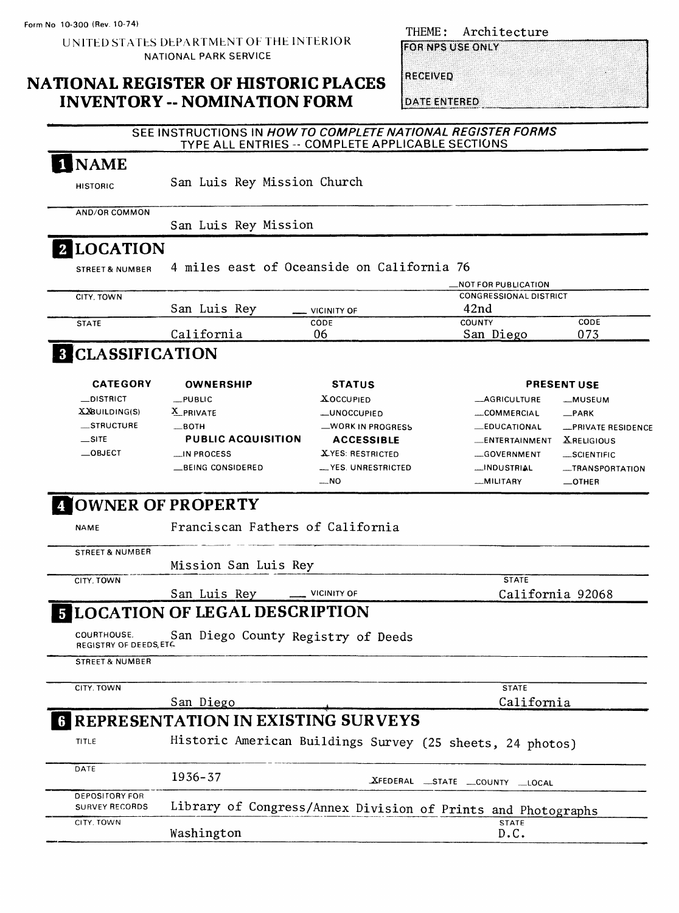Form No 10-300 (Rev. 10-74)

UNITED STATES DEPARTMENT OF THE INTERIOR
NATIONAL PARK SERVICE

THEME: Architecture

FOR NPS USE ONLY

RECEIVED

DATE ENTERED

# NATIONAL REGISTER OF HISTORIC PLACES INVENTORY -- NOMINATION FORM

SEE INSTRUCTIONS IN *HOW TO COMPLETE NATIONAL REGISTER FORMS*
TYPE ALL ENTRIES -- COMPLETE APPLICABLE SECTIONS

## 1 NAME

HISTORIC: San Luis Rey Mission Church

AND/OR COMMON: San Luis Rey Mission

## 2 LOCATION

STREET & NUMBER: 4 miles east of Oceanside on California 76

__NOT FOR PUBLICATION

CITY, TOWN: San Luis Rey __ VICINITY OF

CONGRESSIONAL DISTRICT: 42nd

| STATE | CODE | COUNTY | CODE |
|---|---|---|---|
| California | 06 | San Diego | 073 |

## 3 CLASSIFICATION

| CATEGORY | OWNERSHIP | STATUS | PRESENT USE | |
|---|---|---|---|---|
| __DISTRICT | __PUBLIC | X OCCUPIED | __AGRICULTURE | __MUSEUM |
| XX BUILDING(S) | X PRIVATE | __UNOCCUPIED | __COMMERCIAL | __PARK |
| __STRUCTURE | __BOTH | __WORK IN PROGRESS | __EDUCATIONAL | __PRIVATE RESIDENCE |
| __SITE | **PUBLIC ACQUISITION** | **ACCESSIBLE** | __ENTERTAINMENT | X RELIGIOUS |
| __OBJECT | __IN PROCESS | X YES: RESTRICTED | __GOVERNMENT | __SCIENTIFIC |
| | __BEING CONSIDERED | __YES: UNRESTRICTED | __INDUSTRIAL | __TRANSPORTATION |
| | | __NO | __MILITARY | __OTHER |

## 4 OWNER OF PROPERTY

NAME: Franciscan Fathers of California

STREET & NUMBER: Mission San Luis Rey

CITY, TOWN: San Luis Rey __ VICINITY OF

STATE: California 92068

## 5 LOCATION OF LEGAL DESCRIPTION

COURTHOUSE, REGISTRY OF DEEDS, ETC.: San Diego County Registry of Deeds

STREET & NUMBER:

CITY, TOWN: San Diego

STATE: California

## 6 REPRESENTATION IN EXISTING SURVEYS

TITLE: Historic American Buildings Survey (25 sheets, 24 photos)

DATE: 1936-37 X FEDERAL __STATE __COUNTY __LOCAL

DEPOSITORY FOR SURVEY RECORDS: Library of Congress/Annex Division of Prints and Photographs

CITY, TOWN: Washington

STATE: D.C.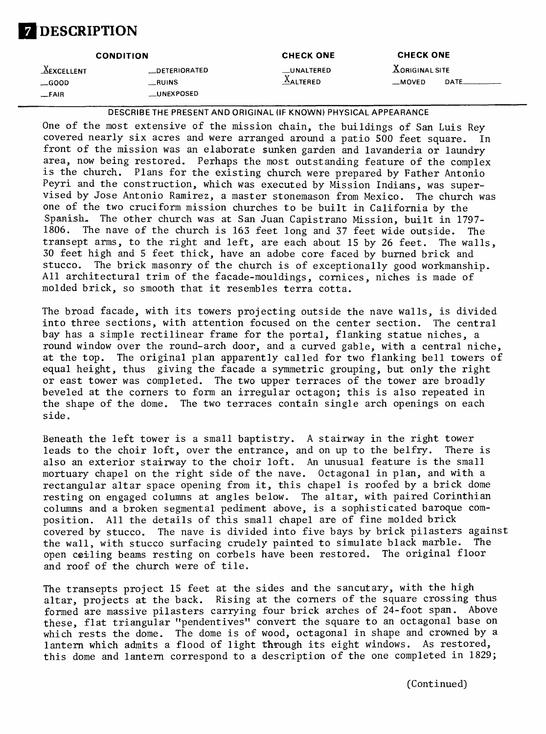# 7 DESCRIPTION

| CONDITION | | CHECK ONE | CHECK ONE |
|---|---|---|---|
| X EXCELLENT | __DETERIORATED | __UNALTERED | X ORIGINAL SITE |
| __GOOD | __RUINS | X ALTERED | __MOVED DATE______ |
| __FAIR | __UNEXPOSED | | |

DESCRIBE THE PRESENT AND ORIGINAL (IF KNOWN) PHYSICAL APPEARANCE

One of the most extensive of the mission chain, the buildings of San Luis Rey covered nearly six acres and were arranged around a patio 500 feet square. In front of the mission was an elaborate sunken garden and lavanderia or laundry area, now being restored. Perhaps the most outstanding feature of the complex is the church. Plans for the existing church were prepared by Father Antonio Peyri and the construction, which was executed by Mission Indians, was supervised by Jose Antonio Ramirez, a master stonemason from Mexico. The church was one of the two cruciform mission churches to be built in California by the Spanish. The other church was at San Juan Capistrano Mission, built in 1797-1806. The nave of the church is 163 feet long and 37 feet wide outside. The transept arms, to the right and left, are each about 15 by 26 feet. The walls, 30 feet high and 5 feet thick, have an adobe core faced by burned brick and stucco. The brick masonry of the church is of exceptionally good workmanship. All architectural trim of the facade-mouldings, cornices, niches is made of molded brick, so smooth that it resembles terra cotta.

The broad facade, with its towers projecting outside the nave walls, is divided into three sections, with attention focused on the center section. The central bay has a simple rectilinear frame for the portal, flanking statue niches, a round window over the round-arch door, and a curved gable, with a central niche, at the top. The original plan apparently called for two flanking bell towers of equal height, thus giving the facade a symmetric grouping, but only the right or east tower was completed. The two upper terraces of the tower are broadly beveled at the corners to form an irregular octagon; this is also repeated in the shape of the dome. The two terraces contain single arch openings on each side.

Beneath the left tower is a small baptistry. A stairway in the right tower leads to the choir loft, over the entrance, and on up to the belfry. There is also an exterior stairway to the choir loft. An unusual feature is the small mortuary chapel on the right side of the nave. Octagonal in plan, and with a rectangular altar space opening from it, this chapel is roofed by a brick dome resting on engaged columns at angles below. The altar, with paired Corinthian columns and a broken segmental pediment above, is a sophisticated baroque composition. All the details of this small chapel are of fine molded brick covered by stucco. The nave is divided into five bays by brick pilasters against the wall, with stucco surfacing crudely painted to simulate black marble. The open ceiling beams resting on corbels have been restored. The original floor and roof of the church were of tile.

The transepts project 15 feet at the sides and the sancutary, with the high altar, projects at the back. Rising at the corners of the square crossing thus formed are massive pilasters carrying four brick arches of 24-foot span. Above these, flat triangular "pendentives" convert the square to an octagonal base on which rests the dome. The dome is of wood, octagonal in shape and crowned by a lantern which admits a flood of light through its eight windows. As restored, this dome and lantern correspond to a description of the one completed in 1829;

(Continued)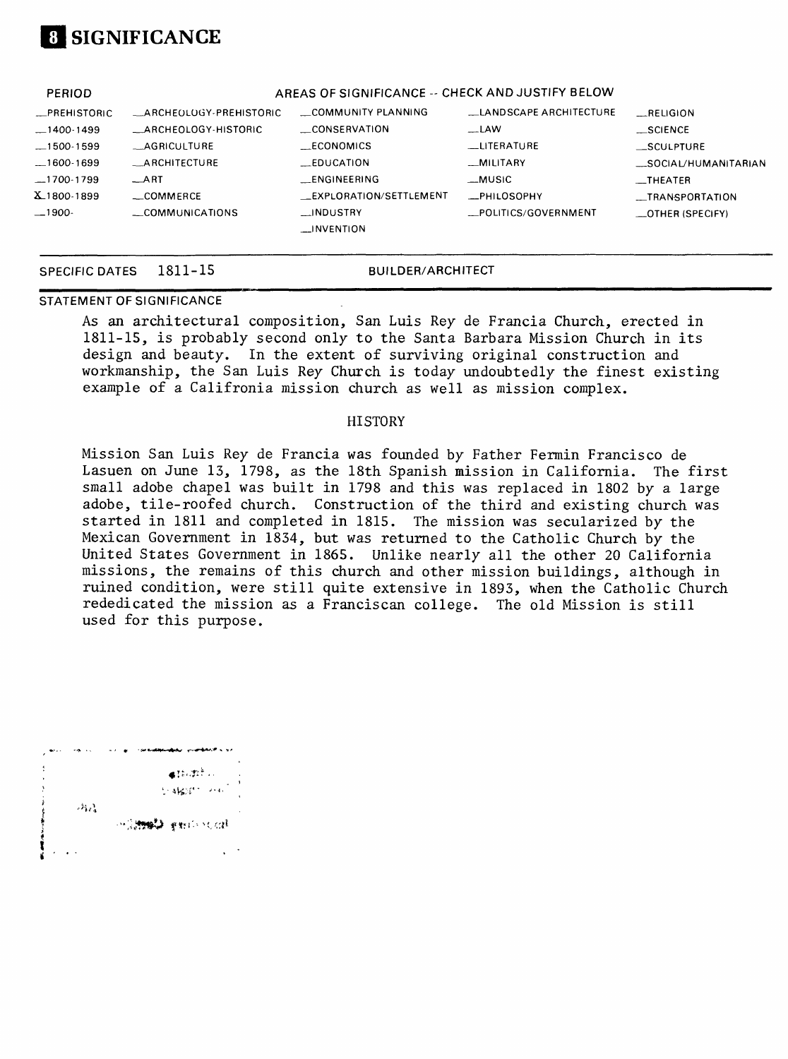# 8 SIGNIFICANCE

| PERIOD | AREAS OF SIGNIFICANCE -- CHECK AND JUSTIFY BELOW | | | |
|---|---|---|---|---|
| _PREHISTORIC | _ARCHEOLOGY-PREHISTORIC | _COMMUNITY PLANNING | _LANDSCAPE ARCHITECTURE | _RELIGION |
| _1400-1499 | _ARCHEOLOGY-HISTORIC | _CONSERVATION | _LAW | _SCIENCE |
| _1500-1599 | _AGRICULTURE | _ECONOMICS | _LITERATURE | _SCULPTURE |
| _1600-1699 | _ARCHITECTURE | _EDUCATION | _MILITARY | _SOCIAL/HUMANITARIAN |
| _1700-1799 | _ART | _ENGINEERING | _MUSIC | _THEATER |
| X_1800-1899 | _COMMERCE | _EXPLORATION/SETTLEMENT | _PHILOSOPHY | _TRANSPORTATION |
| _1900- | _COMMUNICATIONS | _INDUSTRY | _POLITICS/GOVERNMENT | _OTHER (SPECIFY) |
| | | _INVENTION | | |

SPECIFIC DATES 1811-15 BUILDER/ARCHITECT

STATEMENT OF SIGNIFICANCE

As an architectural composition, San Luis Rey de Francia Church, erected in 1811-15, is probably second only to the Santa Barbara Mission Church in its design and beauty. In the extent of surviving original construction and workmanship, the San Luis Rey Church is today undoubtedly the finest existing example of a Califronia mission church as well as mission complex.

## HISTORY

Mission San Luis Rey de Francia was founded by Father Fermin Francisco de Lasuen on June 13, 1798, as the 18th Spanish mission in California. The first small adobe chapel was built in 1798 and this was replaced in 1802 by a large adobe, tile-roofed church. Construction of the third and existing church was started in 1811 and completed in 1815. The mission was secularized by the Mexican Government in 1834, but was returned to the Catholic Church by the United States Government in 1865. Unlike nearly all the other 20 California missions, the remains of this church and other mission buildings, although in ruined condition, were still quite extensive in 1893, when the Catholic Church rededicated the mission as a Franciscan college. The old Mission is still used for this purpose.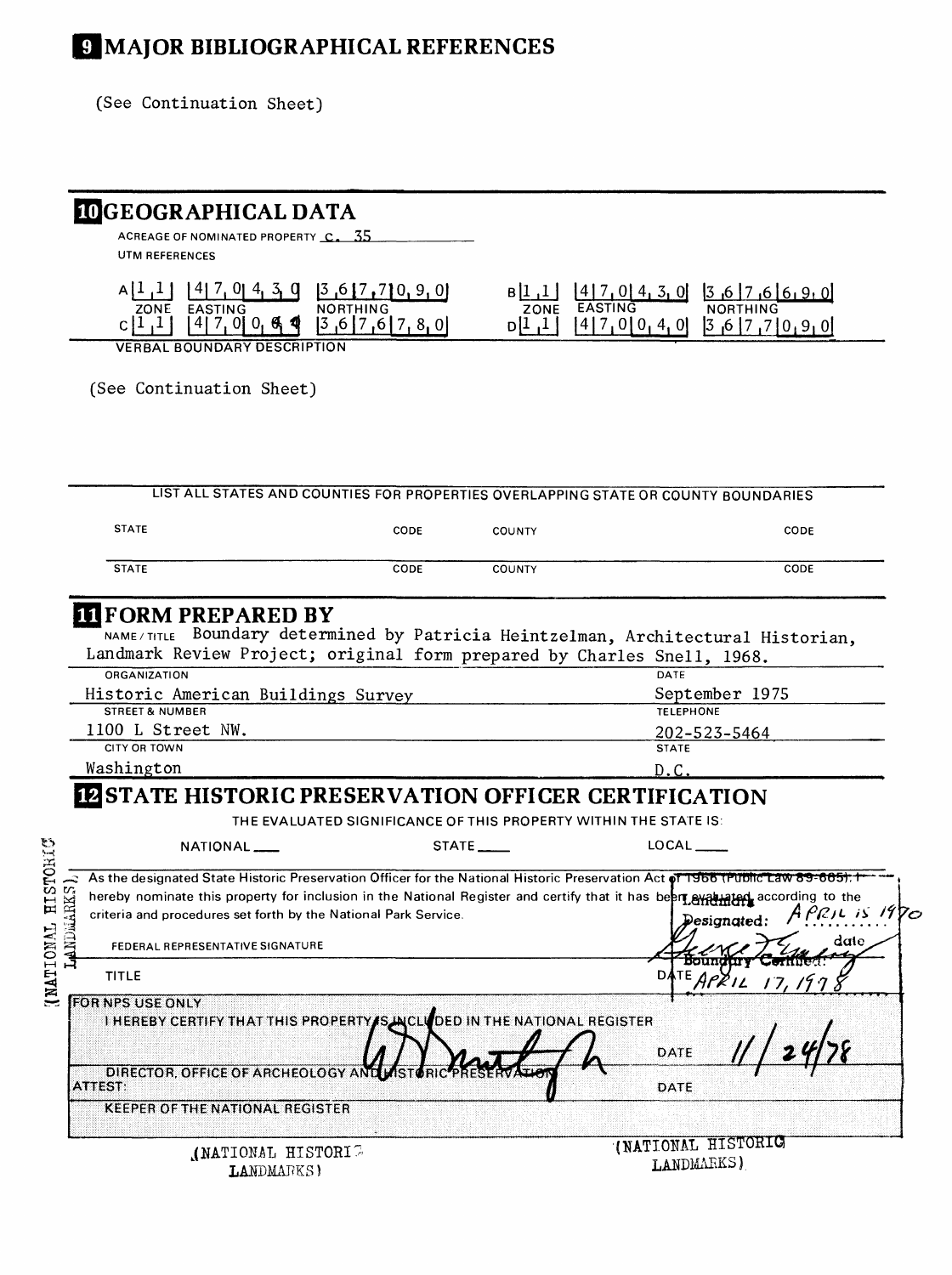## 9 MAJOR BIBLIOGRAPHICAL REFERENCES

(See Continuation Sheet)

## 10 GEOGRAPHICAL DATA

ACREAGE OF NOMINATED PROPERTY c. 35

UTM REFERENCES

| | ZONE | EASTING | NORTHING | | ZONE | EASTING | NORTHING |
|---|---|---|---|---|---|---|---|
| A | 1 1 | 4 7 0 4 3 0 | 3 6 7 7 0 9 0 | B | 1 1 | 4 7 0 4 3 0 | 3 6 7 6 6 9 0 |
| C | 1 1 | 4 7 0 0 4 0 | 3 6 7 6 7 8 0 | D | 1 1 | 4 7 0 0 4 0 | 3 6 7 7 0 9 0 |

VERBAL BOUNDARY DESCRIPTION

(See Continuation Sheet)

LIST ALL STATES AND COUNTIES FOR PROPERTIES OVERLAPPING STATE OR COUNTY BOUNDARIES

| STATE | CODE | COUNTY | CODE |
|---|---|---|---|
| STATE | CODE | COUNTY | CODE |

## 11 FORM PREPARED BY

NAME / TITLE Boundary determined by Patricia Heintzelman, Architectural Historian, Landmark Review Project; original form prepared by Charles Snell, 1968.

ORGANIZATION: Historic American Buildings Survey

DATE: September 1975

STREET & NUMBER: 1100 L Street NW.

TELEPHONE: 202-523-5464

CITY OR TOWN: Washington

STATE: D.C.

## 12 STATE HISTORIC PRESERVATION OFFICER CERTIFICATION

THE EVALUATED SIGNIFICANCE OF THIS PROPERTY WITHIN THE STATE IS:

NATIONAL ___ STATE ___ LOCAL ___

As the designated State Historic Preservation Officer for the National Historic Preservation Act of 1966 (Public Law 89-665), I hereby nominate this property for inclusion in the National Register and certify that it has been evaluated according to the criteria and procedures set forth by the National Park Service.

Landmark Designated: April 15, 1970

Boundary Certified: April 17, 1978

FEDERAL REPRESENTATIVE SIGNATURE

TITLE

DATE

FOR NPS USE ONLY

I HEREBY CERTIFY THAT THIS PROPERTY IS INCLUDED IN THE NATIONAL REGISTER

DATE 11/24/78

DIRECTOR, OFFICE OF ARCHEOLOGY AND HISTORIC PRESERVATION

ATTEST:

DATE

KEEPER OF THE NATIONAL REGISTER

(NATIONAL HISTORIC LANDMARKS)

(NATIONAL HISTORIC LANDMARKS)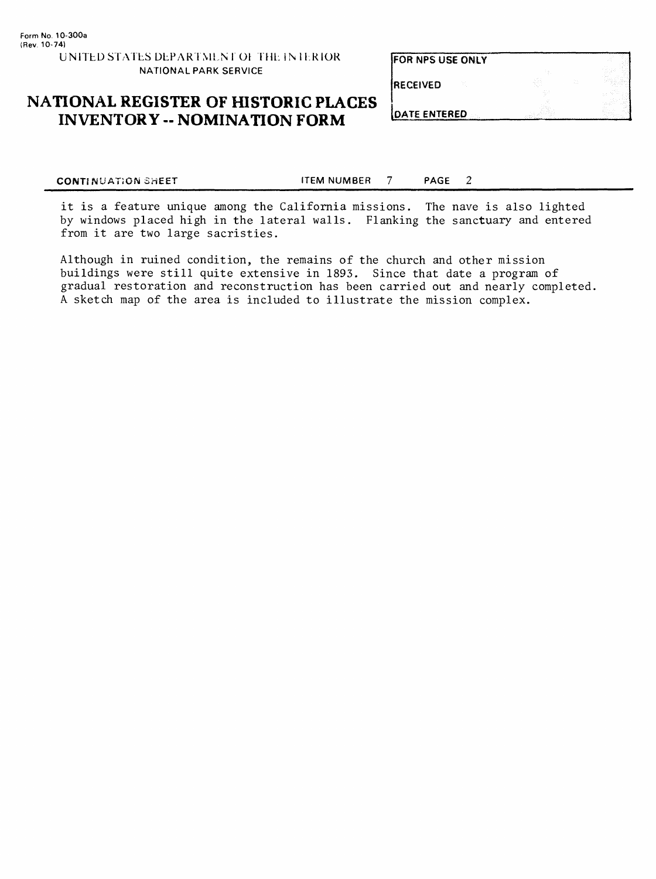Form No. 10-300a
(Rev. 10-74)

UNITED STATES DEPARTMENT OF THE INTERIOR
NATIONAL PARK SERVICE

# NATIONAL REGISTER OF HISTORIC PLACES INVENTORY -- NOMINATION FORM

| FOR NPS USE ONLY |
| --- |
| RECEIVED |
| DATE ENTERED |

**CONTINUATION SHEET** ITEM NUMBER 7 PAGE 2

it is a feature unique among the California missions. The nave is also lighted by windows placed high in the lateral walls. Flanking the sanctuary and entered from it are two large sacristies.

Although in ruined condition, the remains of the church and other mission buildings were still quite extensive in 1893. Since that date a program of gradual restoration and reconstruction has been carried out and nearly completed. A sketch map of the area is included to illustrate the mission complex.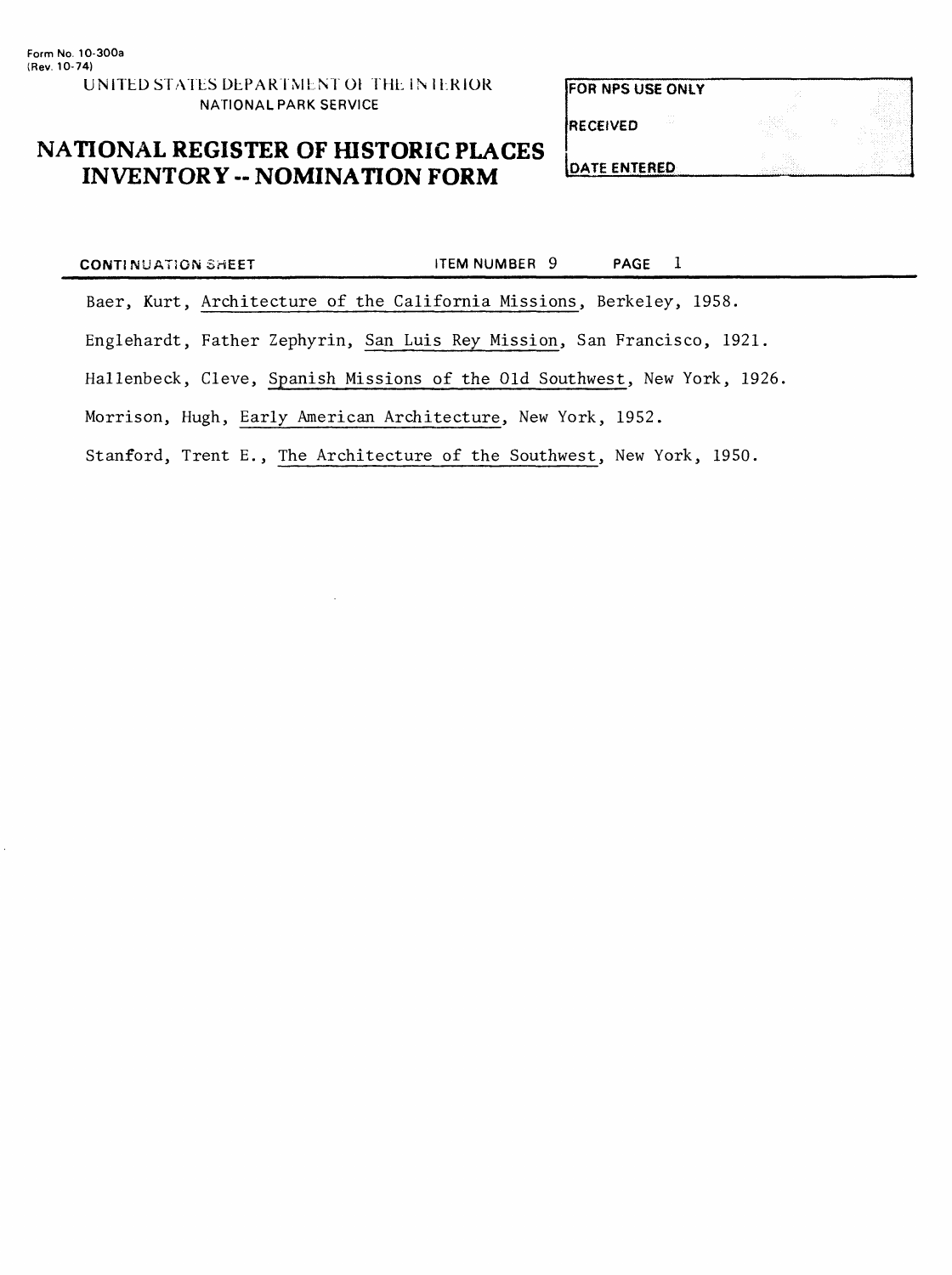Form No. 10-300a
(Rev. 10-74)

UNITED STATES DEPARTMENT OF THE INTERIOR
NATIONAL PARK SERVICE

# NATIONAL REGISTER OF HISTORIC PLACES INVENTORY -- NOMINATION FORM

| FOR NPS USE ONLY |
| --- |
| RECEIVED |
| DATE ENTERED |

CONTINUATION SHEET    ITEM NUMBER 9    PAGE 1

Baer, Kurt, Architecture of the California Missions, Berkeley, 1958.

Englehardt, Father Zephyrin, San Luis Rey Mission, San Francisco, 1921.

Hallenbeck, Cleve, Spanish Missions of the Old Southwest, New York, 1926.

Morrison, Hugh, Early American Architecture, New York, 1952.

Stanford, Trent E., The Architecture of the Southwest, New York, 1950.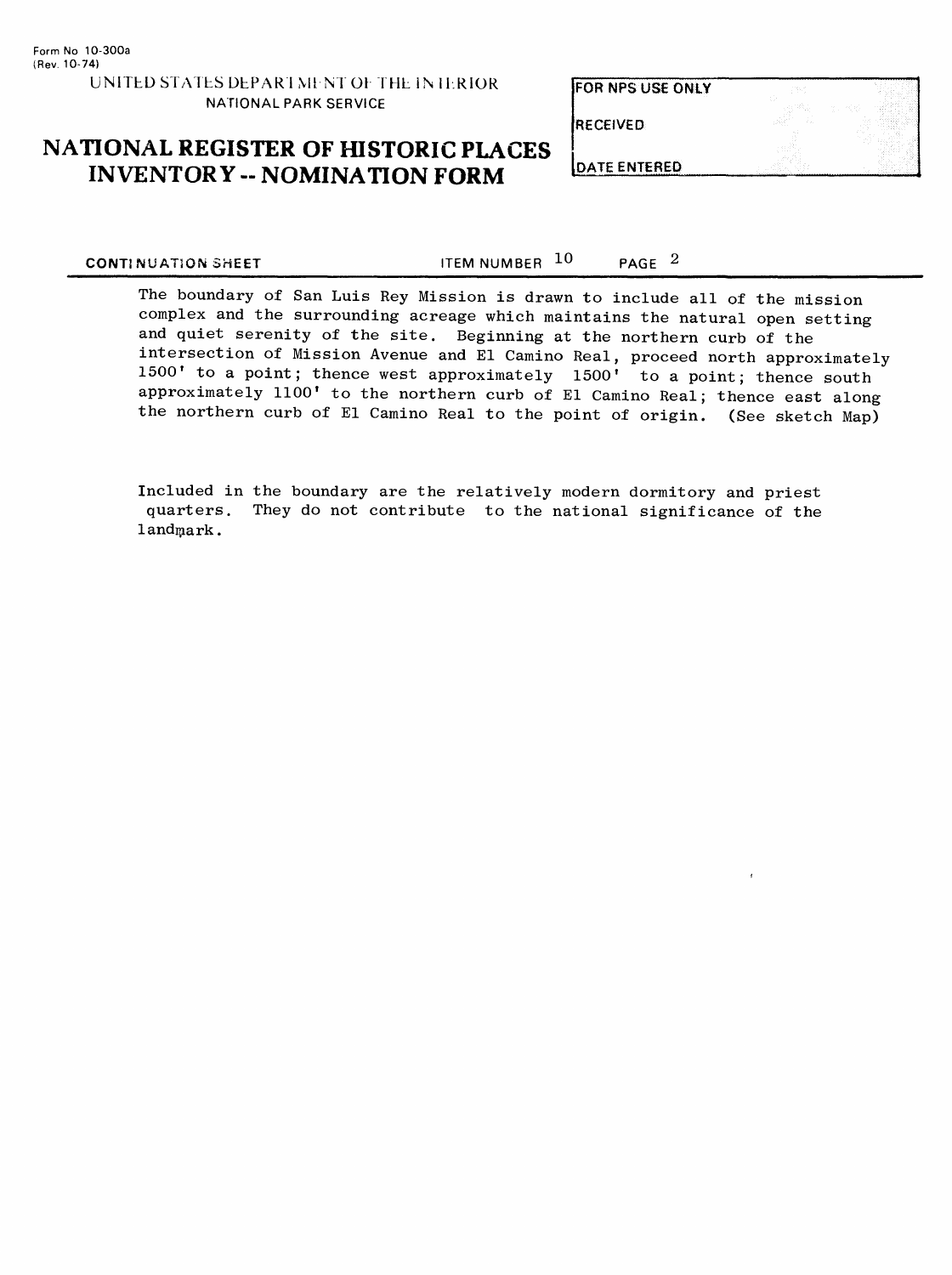Form No 10-300a
(Rev. 10-74)

UNITED STATES DEPARTMENT OF THE INTERIOR
NATIONAL PARK SERVICE

# NATIONAL REGISTER OF HISTORIC PLACES INVENTORY -- NOMINATION FORM

| FOR NPS USE ONLY |
|---|
| RECEIVED |
| DATE ENTERED |

CONTINUATION SHEET — ITEM NUMBER 10 — PAGE 2

The boundary of San Luis Rey Mission is drawn to include all of the mission complex and the surrounding acreage which maintains the natural open setting and quiet serenity of the site. Beginning at the northern curb of the intersection of Mission Avenue and El Camino Real, proceed north approximately 1500' to a point; thence west approximately 1500' to a point; thence south approximately 1100' to the northern curb of El Camino Real; thence east along the northern curb of El Camino Real to the point of origin. (See sketch Map)

Included in the boundary are the relatively modern dormitory and priest quarters. They do not contribute to the national significance of the landmark.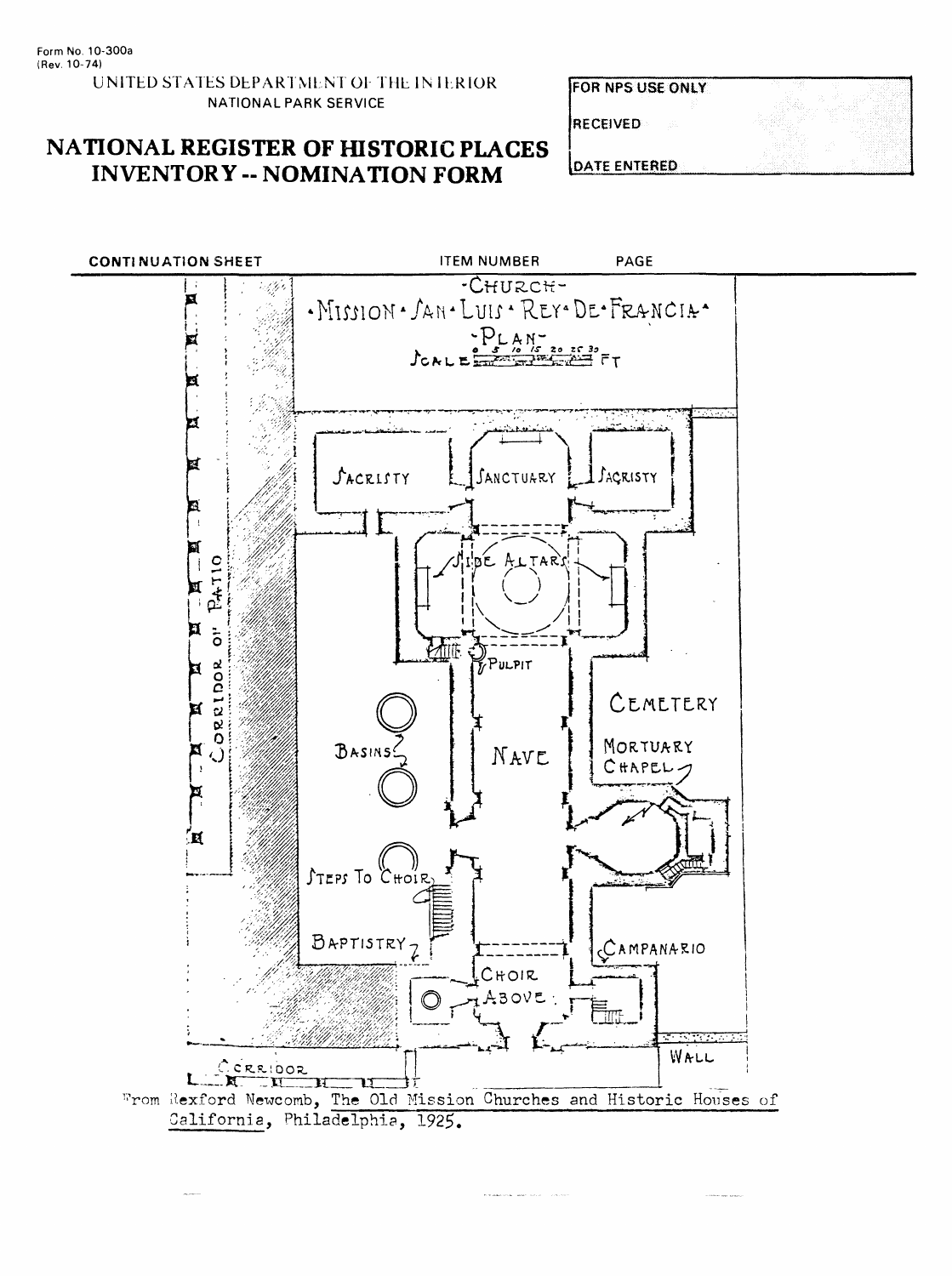Form No. 10-300a
(Rev. 10-74)

UNITED STATES DEPARTMENT OF THE INTERIOR
NATIONAL PARK SERVICE

# NATIONAL REGISTER OF HISTORIC PLACES INVENTORY -- NOMINATION FORM

FOR NPS USE ONLY

RECEIVED

DATE ENTERED

CONTINUATION SHEET ITEM NUMBER PAGE

-CHURCH-
·MISSION·SAN·LUIS·REY·DE·FRANCIA·
-PLAN-
SCALE 0 5 10 15 20 25 30 FT

SACRISTY
SANCTUARY
SACRISTY
SIDE ALTARS
PULPIT
CORRIDOR OF PATIO
BASINS
NAVE
CEMETERY
MORTUARY CHAPEL
STEPS TO CHOIR
BAPTISTRY
CAMPANARIO
CHOIR ABOVE
WALL
CORRIDOR

From Rexford Newcomb, The Old Mission Churches and Historic Houses of California, Philadelphia, 1925.